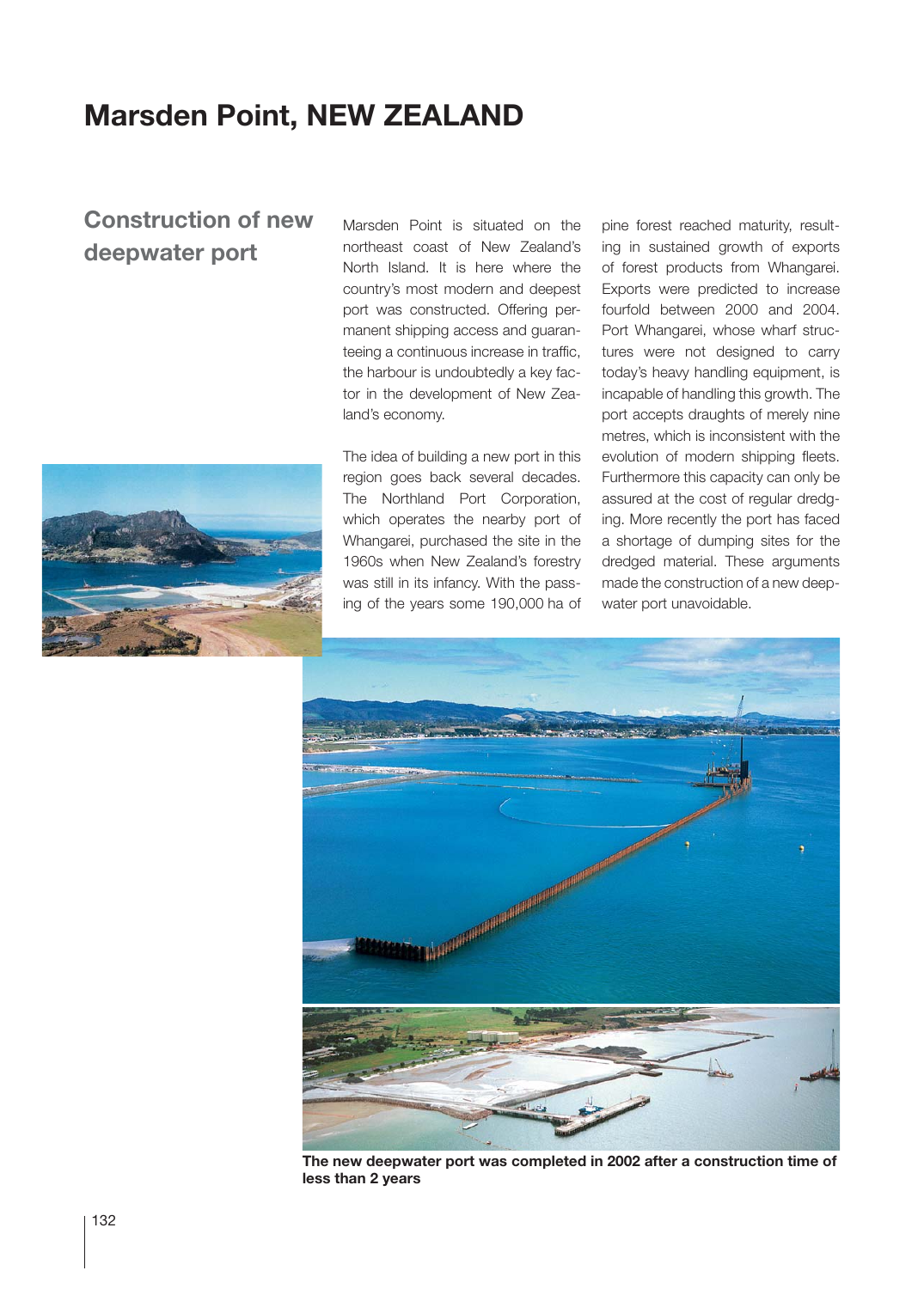# Marsden Point, NEW ZEALAND

## Construction of new deepwater port

Marsden Point is situated on the northeast coast of New Zealand's North Island. It is here where the country's most modern and deepest port was constructed. Offering permanent shipping access and guaranteeing a continuous increase in traffic, the harbour is undoubtedly a key factor in the development of New Zealand's economy.

The idea of building a new port in this region goes back several decades. The Northland Port Corporation, which operates the nearby port of Whangarei, purchased the site in the 1960s when New Zealand's forestry was still in its infancy. With the passing of the years some 190,000 ha of pine forest reached maturity, resulting in sustained growth of exports of forest products from Whangarei. Exports were predicted to increase fourfold between 2000 and 2004. Port Whangarei, whose wharf structures were not designed to carry today's heavy handling equipment, is incapable of handling this growth. The port accepts draughts of merely nine metres, which is inconsistent with the evolution of modern shipping fleets. Furthermore this capacity can only be assured at the cost of regular dredging. More recently the port has faced a shortage of dumping sites for the dredged material. These arguments made the construction of a new deepwater port unavoidable.

**The new deepwater port was completed in 2002 after a construction time of less than 2 years**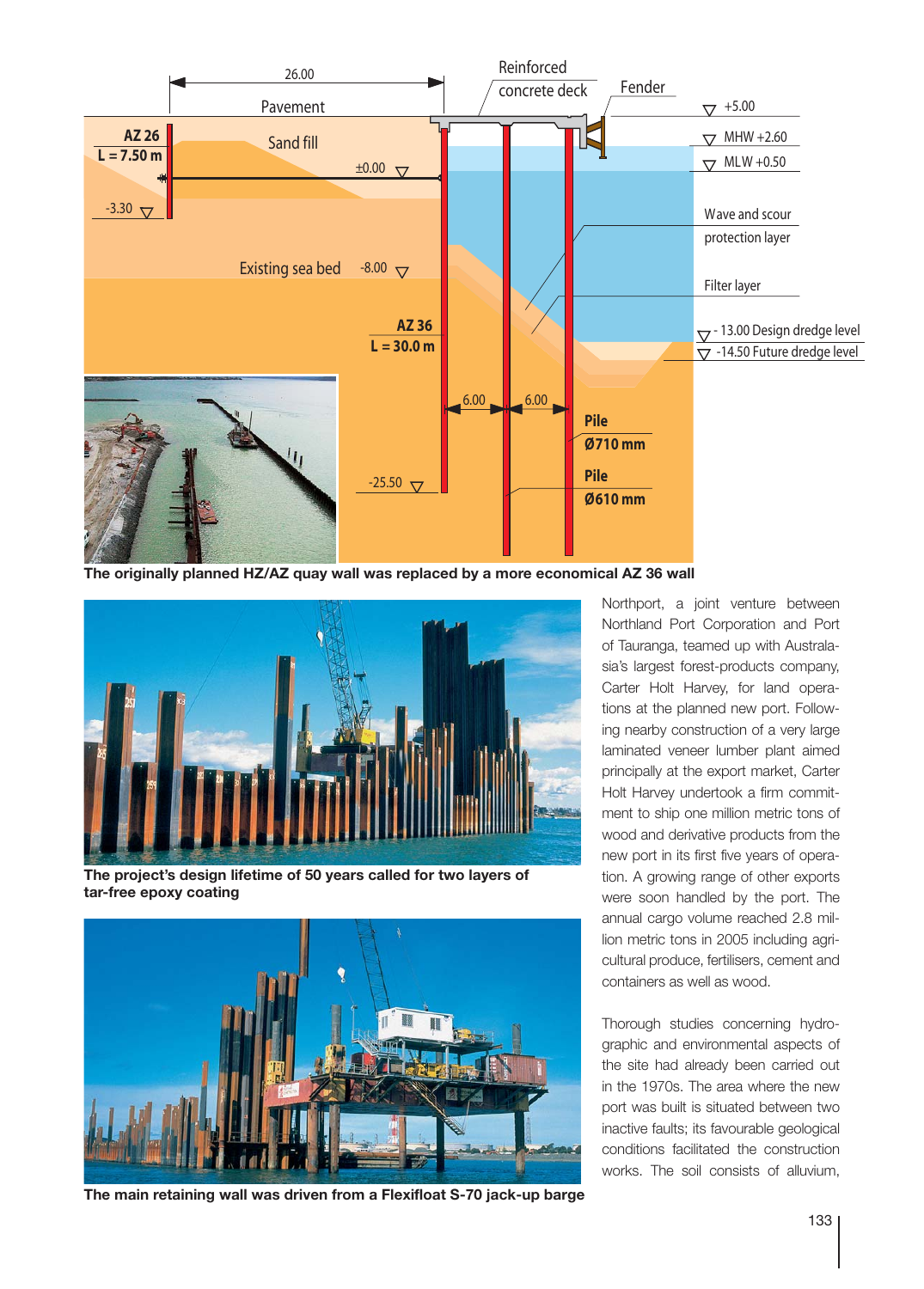The originally planned HZ/AZ quay wall was replaced by a more economical AZ 36 wall

The project's design lifetime of 50 years called for two layers of tar-free epoxy coating

The main retaining wall was driven from a Flexifloat S-70 jack-up barge

Northport, a joint venture between Northland Port Corporation and Port of Tauranga, teamed up with Australasia's largest forest-products company, Carter Holt Harvey, for land operations at the planned new port. Following nearby construction of a very large laminated veneer lumber plant aimed principally at the export market, Carter Holt Harvey undertook a firm commitment to ship one million metric tons of wood and derivative products from the new port in its first five years of operation. A growing range of other exports were soon handled by the port. The annual cargo volume reached 2.8 million metric tons in 2005 including agricultural produce, fertilisers, cement and containers as well as wood.

Thorough studies concerning hydrographic and environmental aspects of the site had already been carried out in the 1970s. The area where the new port was built is situated between two inactive faults; its favourable geological conditions facilitated the construction works. The soil consists of alluvium,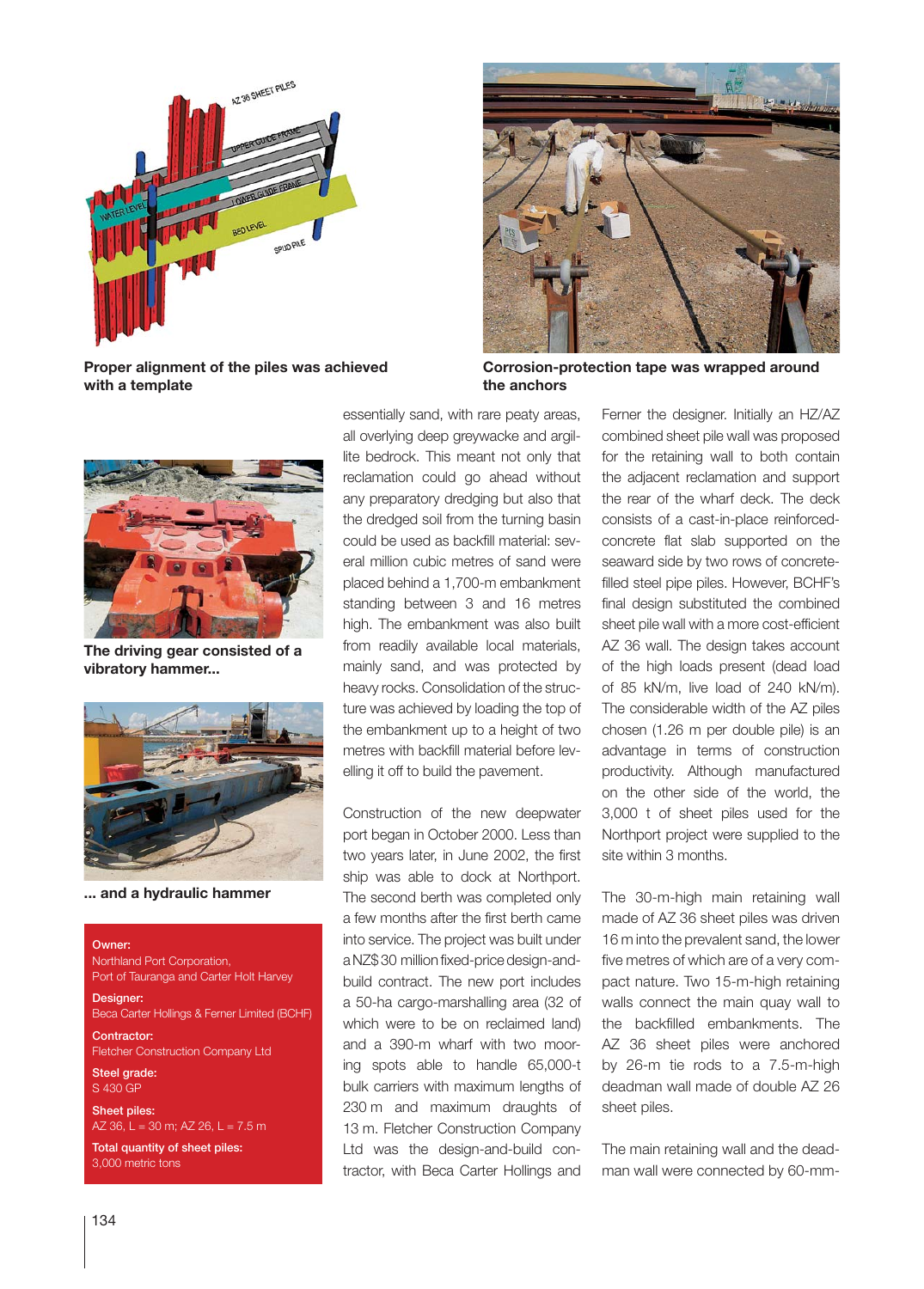Proper alignment of the piles was achieved with a template

Corrosion-protection tape was wrapped around the anchors

The driving gear consisted of a vibratory hammer...

... and a hydraulic hammer

**Owner:**
Northland Port Corporation,
Port of Tauranga and Carter Holt Harvey

**Designer:**
Beca Carter Hollings & Ferner Limited (BCHF)

**Contractor:**
Fletcher Construction Company Ltd

**Steel grade:**
S 430 GP

**Sheet piles:**
AZ 36, L = 30 m; AZ 26, L = 7.5 m

**Total quantity of sheet piles:**
3,000 metric tons

essentially sand, with rare peaty areas, all overlying deep greywacke and argillite bedrock. This meant not only that reclamation could go ahead without any preparatory dredging but also that the dredged soil from the turning basin could be used as backfill material: several million cubic metres of sand were placed behind a 1,700-m embankment standing between 3 and 16 metres high. The embankment was also built from readily available local materials, mainly sand, and was protected by heavy rocks. Consolidation of the structure was achieved by loading the top of the embankment up to a height of two metres with backfill material before levelling it off to build the pavement.

Construction of the new deepwater port began in October 2000. Less than two years later, in June 2002, the first ship was able to dock at Northport. The second berth was completed only a few months after the first berth came into service. The project was built under a NZ$ 30 million fixed-price design-and-build contract. The new port includes a 50-ha cargo-marshalling area (32 of which were to be on reclaimed land) and a 390-m wharf with two mooring spots able to handle 65,000-t bulk carriers with maximum lengths of 230 m and maximum draughts of 13 m. Fletcher Construction Company Ltd was the design-and-build contractor, with Beca Carter Hollings and Ferner the designer. Initially an HZ/AZ combined sheet pile wall was proposed for the retaining wall to both contain the adjacent reclamation and support the rear of the wharf deck. The deck consists of a cast-in-place reinforced-concrete flat slab supported on the seaward side by two rows of concrete-filled steel pipe piles. However, BCHF's final design substituted the combined sheet pile wall with a more cost-efficient AZ 36 wall. The design takes account of the high loads present (dead load of 85 kN/m, live load of 240 kN/m). The considerable width of the AZ piles chosen (1.26 m per double pile) is an advantage in terms of construction productivity. Although manufactured on the other side of the world, the 3,000 t of sheet piles used for the Northport project were supplied to the site within 3 months.

The 30-m-high main retaining wall made of AZ 36 sheet piles was driven 16 m into the prevalent sand, the lower five metres of which are of a very compact nature. Two 15-m-high retaining walls connect the main quay wall to the backfilled embankments. The AZ 36 sheet piles were anchored by 26-m tie rods to a 7.5-m-high deadman wall made of double AZ 26 sheet piles.

The main retaining wall and the deadman wall were connected by 60-mm-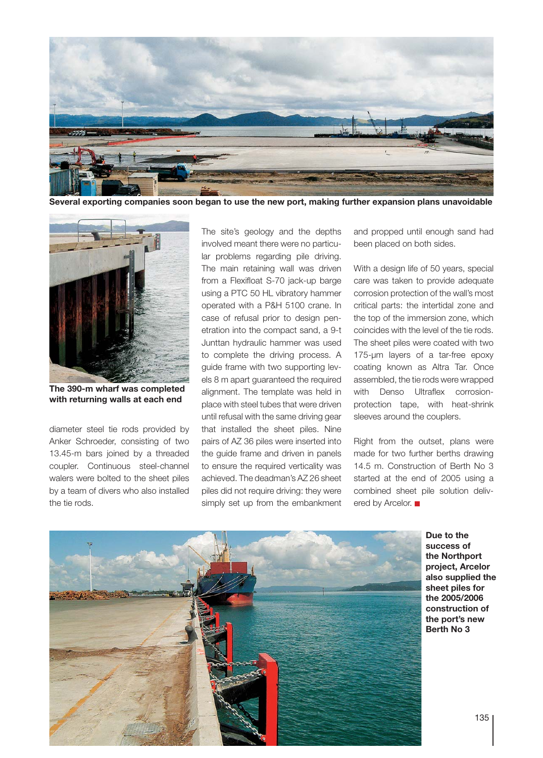Several exporting companies soon began to use the new port, making further expansion plans unavoidable

The 390-m wharf was completed with returning walls at each end

diameter steel tie rods provided by Anker Schroeder, consisting of two 13.45-m bars joined by a threaded coupler. Continuous steel-channel walers were bolted to the sheet piles by a team of divers who also installed the tie rods.

The site's geology and the depths involved meant there were no particular problems regarding pile driving. The main retaining wall was driven from a Flexifloat S-70 jack-up barge using a PTC 50 HL vibratory hammer operated with a P&H 5100 crane. In case of refusal prior to design penetration into the compact sand, a 9-t Junttan hydraulic hammer was used to complete the driving process. A guide frame with two supporting levels 8 m apart guaranteed the required alignment. The template was held in place with steel tubes that were driven until refusal with the same driving gear that installed the sheet piles. Nine pairs of AZ 36 piles were inserted into the guide frame and driven in panels to ensure the required verticality was achieved. The deadman's AZ 26 sheet piles did not require driving: they were simply set up from the embankment and propped until enough sand had been placed on both sides.

With a design life of 50 years, special care was taken to provide adequate corrosion protection of the wall's most critical parts: the intertidal zone and the top of the immersion zone, which coincides with the level of the tie rods. The sheet piles were coated with two 175-µm layers of a tar-free epoxy coating known as Altra Tar. Once assembled, the tie rods were wrapped with Denso Ultraflex corrosion-protection tape, with heat-shrink sleeves around the couplers.

Right from the outset, plans were made for two further berths drawing 14.5 m. Construction of Berth No 3 started at the end of 2005 using a combined sheet pile solution delivered by Arcelor. ■

**Due to the success of the Northport project, Arcelor also supplied the sheet piles for the 2005/2006 construction of the port's new Berth No 3**